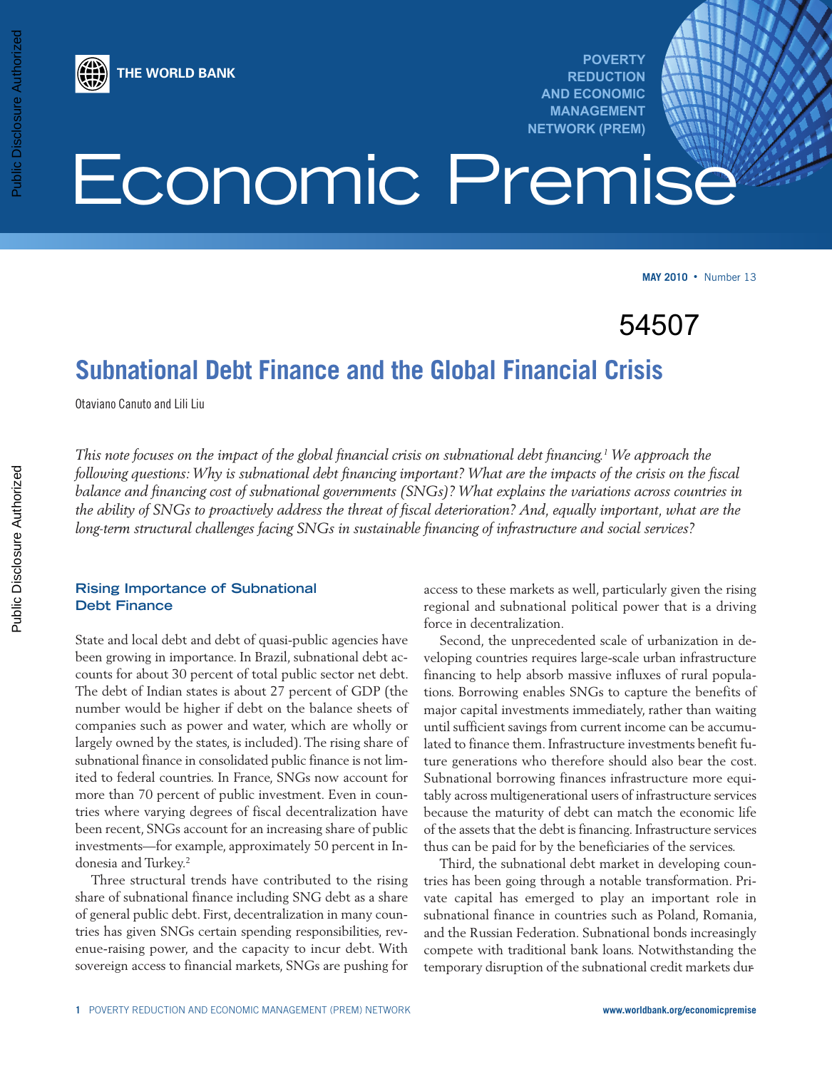THE WORLD BANK

POVERTY REDUCTION AND ECONOMIC MANAGEMENT NETWORK (PREM)

# Economic Premise

**MAY 2010** • Number 13

54507

## Subnational Debt Finance and the Global Financial Crisis

Otaviano Canuto and Lili Liu

*This note focuses on the impact of the global financial crisis on subnational debt financing.[1] We approach the following questions: Why is subnational debt financing important? What are the impacts of the crisis on the fiscal balance and financing cost of subnational governments (SNGs)? What explains the variations across countries in the ability of SNGs to proactively address the threat of fiscal deterioration? And, equally important, what are the long-term structural challenges facing SNGs in sustainable financing of infrastructure and social services?*

### Rising Importance of Subnational Debt Finance

State and local debt and debt of quasi-public agencies have been growing in importance. In Brazil, subnational debt accounts for about 30 percent of total public sector net debt. The debt of Indian states is about 27 percent of GDP (the number would be higher if debt on the balance sheets of companies such as power and water, which are wholly or largely owned by the states, is included). The rising share of subnational finance in consolidated public finance is not limited to federal countries. In France, SNGs now account for more than 70 percent of public investment. Even in countries where varying degrees of fiscal decentralization have been recent, SNGs account for an increasing share of public investments—for example, approximately 50 percent in Indonesia and Turkey.[2]

Three structural trends have contributed to the rising share of subnational finance including SNG debt as a share of general public debt. First, decentralization in many countries has given SNGs certain spending responsibilities, revenue-raising power, and the capacity to incur debt. With sovereign access to financial markets, SNGs are pushing for access to these markets as well, particularly given the rising regional and subnational political power that is a driving force in decentralization.

Second, the unprecedented scale of urbanization in developing countries requires large-scale urban infrastructure financing to help absorb massive influxes of rural populations. Borrowing enables SNGs to capture the benefits of major capital investments immediately, rather than waiting until sufficient savings from current income can be accumulated to finance them. Infrastructure investments benefit future generations who therefore should also bear the cost. Subnational borrowing finances infrastructure more equitably across multigenerational users of infrastructure services because the maturity of debt can match the economic life of the assets that the debt is financing. Infrastructure services thus can be paid for by the beneficiaries of the services.

Third, the subnational debt market in developing countries has been going through a notable transformation. Private capital has emerged to play an important role in subnational finance in countries such as Poland, Romania, and the Russian Federation. Subnational bonds increasingly compete with traditional bank loans. Notwithstanding the temporary disruption of the subnational credit markets dur-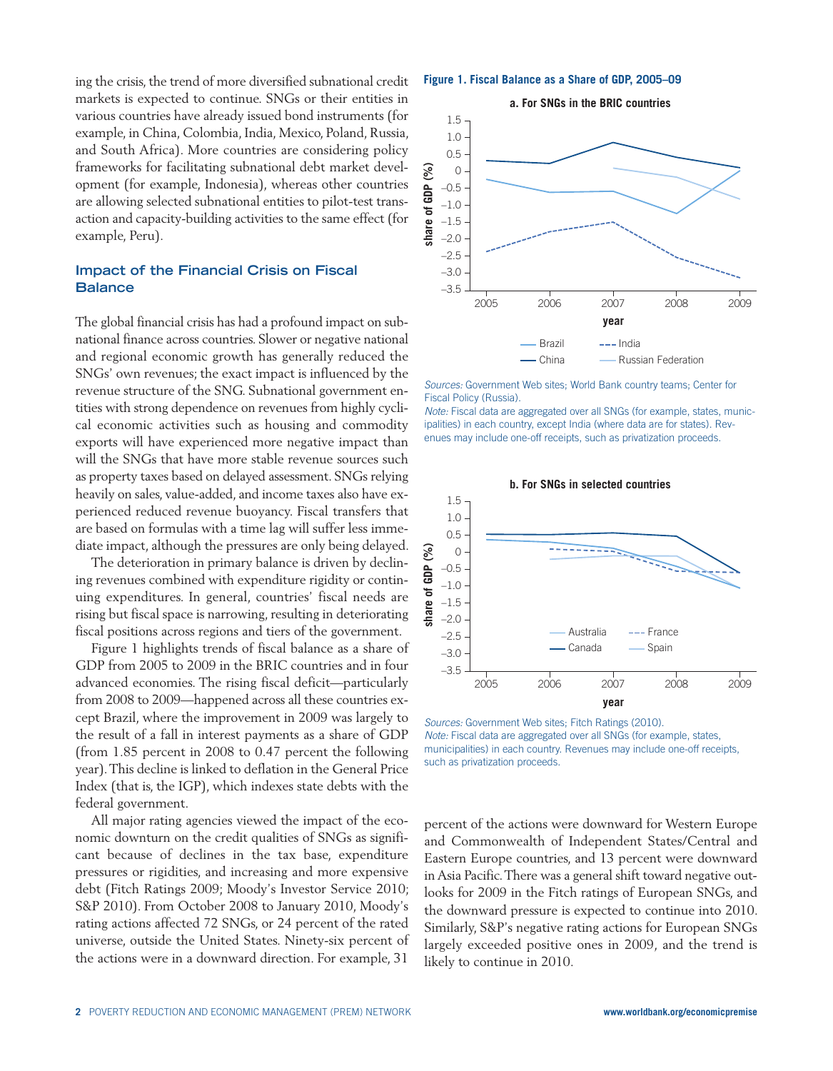ing the crisis, the trend of more diversified subnational credit markets is expected to continue. SNGs or their entities in various countries have already issued bond instruments (for example, in China, Colombia, India, Mexico, Poland, Russia, and South Africa). More countries are considering policy frameworks for facilitating subnational debt market development (for example, Indonesia), whereas other countries are allowing selected subnational entities to pilot-test transaction and capacity-building activities to the same effect (for example, Peru).

## Impact of the Financial Crisis on Fiscal Balance

The global financial crisis has had a profound impact on subnational finance across countries. Slower or negative national and regional economic growth has generally reduced the SNGs' own revenues; the exact impact is influenced by the revenue structure of the SNG. Subnational government entities with strong dependence on revenues from highly cyclical economic activities such as housing and commodity exports will have experienced more negative impact than will the SNGs that have more stable revenue sources such as property taxes based on delayed assessment. SNGs relying heavily on sales, value-added, and income taxes also have experienced reduced revenue buoyancy. Fiscal transfers that are based on formulas with a time lag will suffer less immediate impact, although the pressures are only being delayed.

The deterioration in primary balance is driven by declining revenues combined with expenditure rigidity or continuing expenditures. In general, countries' fiscal needs are rising but fiscal space is narrowing, resulting in deteriorating fiscal positions across regions and tiers of the government.

Figure 1 highlights trends of fiscal balance as a share of GDP from 2005 to 2009 in the BRIC countries and in four advanced economies. The rising fiscal deficit—particularly from 2008 to 2009—happened across all these countries except Brazil, where the improvement in 2009 was largely to the result of a fall in interest payments as a share of GDP (from 1.85 percent in 2008 to 0.47 percent the following year). This decline is linked to deflation in the General Price Index (that is, the IGP), which indexes state debts with the federal government.

All major rating agencies viewed the impact of the economic downturn on the credit qualities of SNGs as significant because of declines in the tax base, expenditure pressures or rigidities, and increasing and more expensive debt (Fitch Ratings 2009; Moody's Investor Service 2010; S&P 2010). From October 2008 to January 2010, Moody's rating actions affected 72 SNGs, or 24 percent of the rated universe, outside the United States. Ninety-six percent of the actions were in a downward direction. For example, 31 percent of the actions were downward for Western Europe and Commonwealth of Independent States/Central and Eastern Europe countries, and 13 percent were downward in Asia Pacific. There was a general shift toward negative outlooks for 2009 in the Fitch ratings of European SNGs, and the downward pressure is expected to continue into 2010. Similarly, S&P's negative rating actions for European SNGs largely exceeded positive ones in 2009, and the trend is likely to continue in 2010.

**Figure 1. Fiscal Balance as a Share of GDP, 2005–09**

**a. For SNGs in the BRIC countries**

*Sources:* Government Web sites; World Bank country teams; Center for Fiscal Policy (Russia).
*Note:* Fiscal data are aggregated over all SNGs (for example, states, municipalities) in each country, except India (where data are for states). Revenues may include one-off receipts, such as privatization proceeds.

**b. For SNGs in selected countries**

*Sources:* Government Web sites; Fitch Ratings (2010).
*Note:* Fiscal data are aggregated over all SNGs (for example, states, municipalities) in each country. Revenues may include one-off receipts, such as privatization proceeds.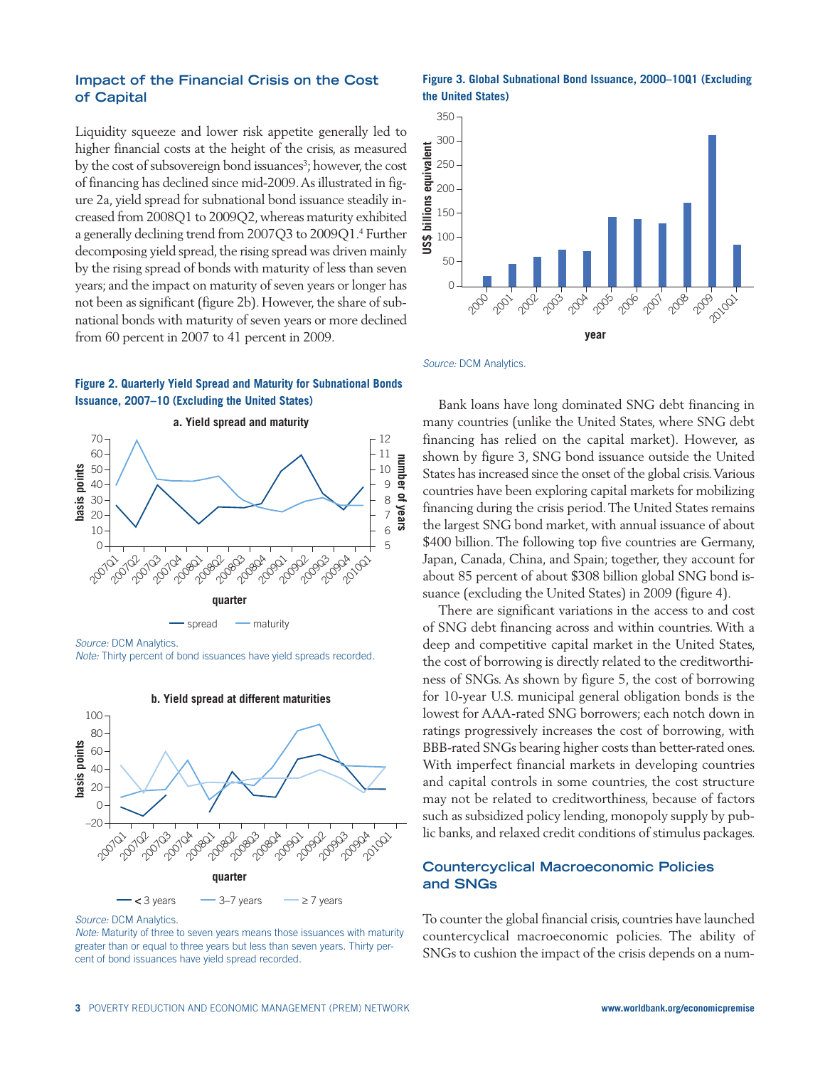## Impact of the Financial Crisis on the Cost of Capital

Liquidity squeeze and lower risk appetite generally led to higher financial costs at the height of the crisis, as measured by the cost of subsovereign bond issuances[3]; however, the cost of financing has declined since mid-2009. As illustrated in figure 2a, yield spread for subnational bond issuance steadily increased from 2008Q1 to 2009Q2, whereas maturity exhibited a generally declining trend from 2007Q3 to 2009Q1.[4] Further decomposing yield spread, the rising spread was driven mainly by the rising spread of bonds with maturity of less than seven years; and the impact on maturity of seven years or longer has not been as significant (figure 2b). However, the share of subnational bonds with maturity of seven years or more declined from 60 percent in 2007 to 41 percent in 2009.

**Figure 2. Quarterly Yield Spread and Maturity for Subnational Bonds Issuance, 2007–10 (Excluding the United States)**

**a. Yield spread and maturity**

*Source:* DCM Analytics.
*Note:* Thirty percent of bond issuances have yield spreads recorded.

**b. Yield spread at different maturities**

*Source:* DCM Analytics.
*Note:* Maturity of three to seven years means those issuances with maturity greater than or equal to three years but less than seven years. Thirty percent of bond issuances have yield spread recorded.

**Figure 3. Global Subnational Bond Issuance, 2000–10Q1 (Excluding the United States)**

*Source:* DCM Analytics.

Bank loans have long dominated SNG debt financing in many countries (unlike the United States, where SNG debt financing has relied on the capital market). However, as shown by figure 3, SNG bond issuance outside the United States has increased since the onset of the global crisis. Various countries have been exploring capital markets for mobilizing financing during the crisis period. The United States remains the largest SNG bond market, with annual issuance of about $400 billion. The following top five countries are Germany, Japan, Canada, China, and Spain; together, they account for about 85 percent of about $308 billion global SNG bond issuance (excluding the United States) in 2009 (figure 4).

There are significant variations in the access to and cost of SNG debt financing across and within countries. With a deep and competitive capital market in the United States, the cost of borrowing is directly related to the creditworthiness of SNGs. As shown by figure 5, the cost of borrowing for 10-year U.S. municipal general obligation bonds is the lowest for AAA-rated SNG borrowers; each notch down in ratings progressively increases the cost of borrowing, with BBB-rated SNGs bearing higher costs than better-rated ones. With imperfect financial markets in developing countries and capital controls in some countries, the cost structure may not be related to creditworthiness, because of factors such as subsidized policy lending, monopoly supply by public banks, and relaxed credit conditions of stimulus packages.

## Countercyclical Macroeconomic Policies and SNGs

To counter the global financial crisis, countries have launched countercyclical macroeconomic policies. The ability of SNGs to cushion the impact of the crisis depends on a num-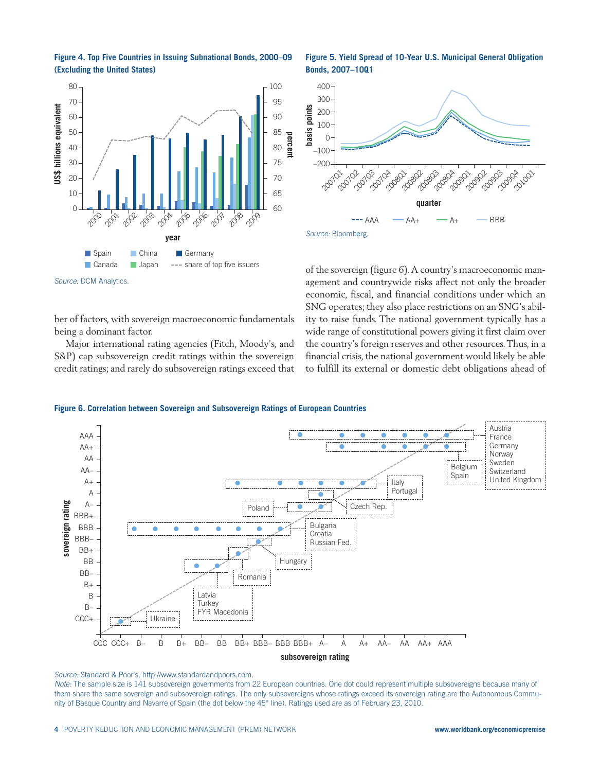**Figure 4. Top Five Countries in Issuing Subnational Bonds, 2000–09 (Excluding the United States)**

*Source:* DCM Analytics.

**Figure 5. Yield Spread of 10-Year U.S. Municipal General Obligation Bonds, 2007–10Q1**

*Source:* Bloomberg.

ber of factors, with sovereign macroeconomic fundamentals being a dominant factor.

Major international rating agencies (Fitch, Moody's, and S&P) cap subsovereign credit ratings within the sovereign credit ratings; and rarely do subsovereign ratings exceed that of the sovereign (figure 6). A country's macroeconomic management and countrywide risks affect not only the broader economic, fiscal, and financial conditions under which an SNG operates; they also place restrictions on an SNG's ability to raise funds. The national government typically has a wide range of constitutional powers giving it first claim over the country's foreign reserves and other resources. Thus, in a financial crisis, the national government would likely be able to fulfill its external or domestic debt obligations ahead of

**Figure 6. Correlation between Sovereign and Subsovereign Ratings of European Countries**

*Source:* Standard & Poor's, http://www.standardandpoors.com.

*Note:* The sample size is 141 subsovereign governments from 22 European countries. One dot could represent multiple subsovereigns because many of them share the same sovereign and subsovereign ratings. The only subsovereigns whose ratings exceed its sovereign rating are the Autonomous Community of Basque Country and Navarre of Spain (the dot below the 45° line). Ratings used are as of February 23, 2010.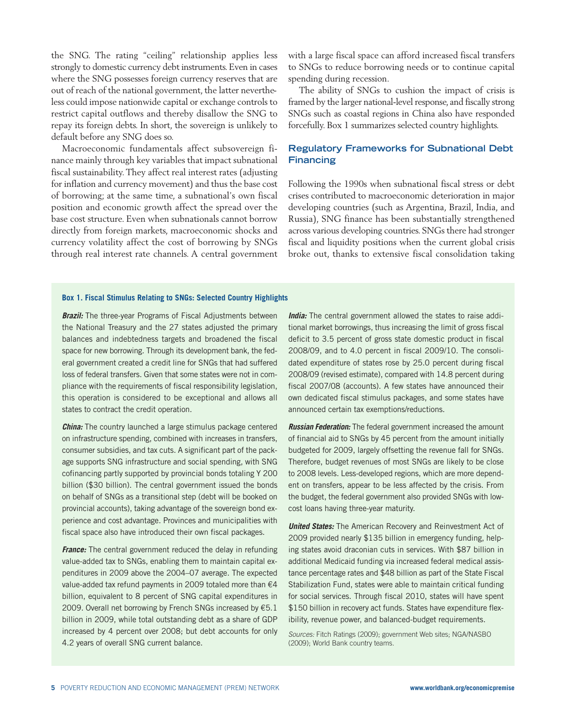the SNG. The rating "ceiling" relationship applies less strongly to domestic currency debt instruments. Even in cases where the SNG possesses foreign currency reserves that are out of reach of the national government, the latter nevertheless could impose nationwide capital or exchange controls to restrict capital outflows and thereby disallow the SNG to repay its foreign debts. In short, the sovereign is unlikely to default before any SNG does so.

Macroeconomic fundamentals affect subsovereign finance mainly through key variables that impact subnational fiscal sustainability. They affect real interest rates (adjusting for inflation and currency movement) and thus the base cost of borrowing; at the same time, a subnational's own fiscal position and economic growth affect the spread over the base cost structure. Even when subnationals cannot borrow directly from foreign markets, macroeconomic shocks and currency volatility affect the cost of borrowing by SNGs through real interest rate channels. A central government with a large fiscal space can afford increased fiscal transfers to SNGs to reduce borrowing needs or to continue capital spending during recession.

The ability of SNGs to cushion the impact of crisis is framed by the larger national-level response, and fiscally strong SNGs such as coastal regions in China also have responded forcefully. Box 1 summarizes selected country highlights.

## Regulatory Frameworks for Subnational Debt Financing

Following the 1990s when subnational fiscal stress or debt crises contributed to macroeconomic deterioration in major developing countries (such as Argentina, Brazil, India, and Russia), SNG finance has been substantially strengthened across various developing countries. SNGs there had stronger fiscal and liquidity positions when the current global crisis broke out, thanks to extensive fiscal consolidation taking

**Box 1. Fiscal Stimulus Relating to SNGs: Selected Country Highlights**

***Brazil:*** The three-year Programs of Fiscal Adjustments between the National Treasury and the 27 states adjusted the primary balances and indebtedness targets and broadened the fiscal space for new borrowing. Through its development bank, the federal government created a credit line for SNGs that had suffered loss of federal transfers. Given that some states were not in compliance with the requirements of fiscal responsibility legislation, this operation is considered to be exceptional and allows all states to contract the credit operation.

***China:*** The country launched a large stimulus package centered on infrastructure spending, combined with increases in transfers, consumer subsidies, and tax cuts. A significant part of the package supports SNG infrastructure and social spending, with SNG cofinancing partly supported by provincial bonds totaling Y 200 billion ($30 billion). The central government issued the bonds on behalf of SNGs as a transitional step (debt will be booked on provincial accounts), taking advantage of the sovereign bond experience and cost advantage. Provinces and municipalities with fiscal space also have introduced their own fiscal packages.

***France:*** The central government reduced the delay in refunding value-added tax to SNGs, enabling them to maintain capital expenditures in 2009 above the 2004–07 average. The expected value-added tax refund payments in 2009 totaled more than €4 billion, equivalent to 8 percent of SNG capital expenditures in 2009. Overall net borrowing by French SNGs increased by €5.1 billion in 2009, while total outstanding debt as a share of GDP increased by 4 percent over 2008; but debt accounts for only 4.2 years of overall SNG current balance.

***India:*** The central government allowed the states to raise additional market borrowings, thus increasing the limit of gross fiscal deficit to 3.5 percent of gross state domestic product in fiscal 2008/09, and to 4.0 percent in fiscal 2009/10. The consolidated expenditure of states rose by 25.0 percent during fiscal 2008/09 (revised estimate), compared with 14.8 percent during fiscal 2007/08 (accounts). A few states have announced their own dedicated fiscal stimulus packages, and some states have announced certain tax exemptions/reductions.

***Russian Federation:*** The federal government increased the amount of financial aid to SNGs by 45 percent from the amount initially budgeted for 2009, largely offsetting the revenue fall for SNGs. Therefore, budget revenues of most SNGs are likely to be close to 2008 levels. Less-developed regions, which are more dependent on transfers, appear to be less affected by the crisis. From the budget, the federal government also provided SNGs with low-cost loans having three-year maturity.

***United States:*** The American Recovery and Reinvestment Act of 2009 provided nearly $135 billion in emergency funding, helping states avoid draconian cuts in services. With $87 billion in additional Medicaid funding via increased federal medical assistance percentage rates and $48 billion as part of the State Fiscal Stabilization Fund, states were able to maintain critical funding for social services. Through fiscal 2010, states will have spent $150 billion in recovery act funds. States have expenditure flexibility, revenue power, and balanced-budget requirements.

*Sources:* Fitch Ratings (2009); government Web sites; NGA/NASBO (2009); World Bank country teams.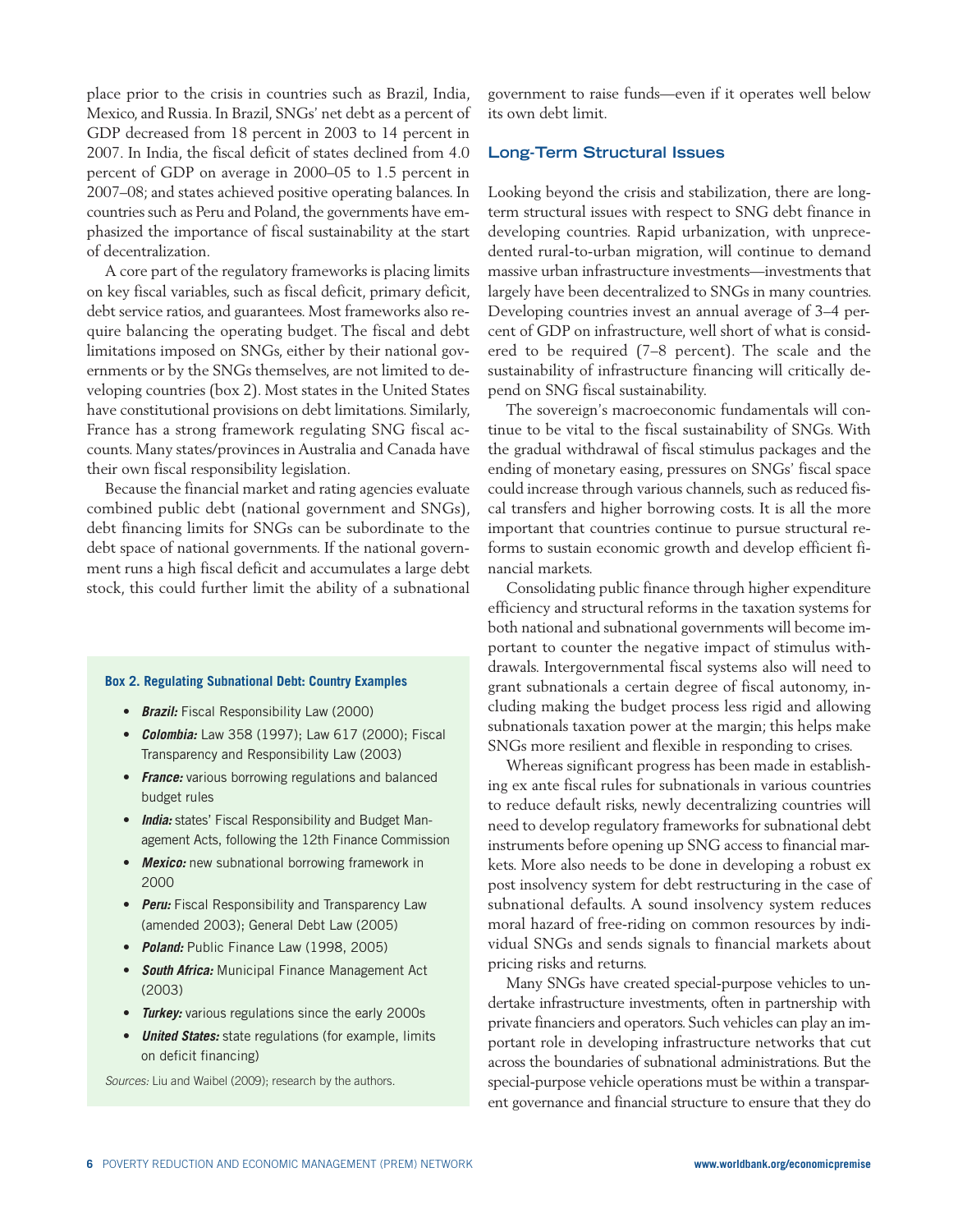place prior to the crisis in countries such as Brazil, India, Mexico, and Russia. In Brazil, SNGs' net debt as a percent of GDP decreased from 18 percent in 2003 to 14 percent in 2007. In India, the fiscal deficit of states declined from 4.0 percent of GDP on average in 2000–05 to 1.5 percent in 2007–08; and states achieved positive operating balances. In countries such as Peru and Poland, the governments have emphasized the importance of fiscal sustainability at the start of decentralization.

A core part of the regulatory frameworks is placing limits on key fiscal variables, such as fiscal deficit, primary deficit, debt service ratios, and guarantees. Most frameworks also require balancing the operating budget. The fiscal and debt limitations imposed on SNGs, either by their national governments or by the SNGs themselves, are not limited to developing countries (box 2). Most states in the United States have constitutional provisions on debt limitations. Similarly, France has a strong framework regulating SNG fiscal accounts. Many states/provinces in Australia and Canada have their own fiscal responsibility legislation.

Because the financial market and rating agencies evaluate combined public debt (national government and SNGs), debt financing limits for SNGs can be subordinate to the debt space of national governments. If the national government runs a high fiscal deficit and accumulates a large debt stock, this could further limit the ability of a subnational government to raise funds—even if it operates well below its own debt limit.

**Box 2. Regulating Subnational Debt: Country Examples**

- ***Brazil:*** Fiscal Responsibility Law (2000)
- ***Colombia:*** Law 358 (1997); Law 617 (2000); Fiscal Transparency and Responsibility Law (2003)
- ***France:*** various borrowing regulations and balanced budget rules
- ***India:*** states' Fiscal Responsibility and Budget Management Acts, following the 12th Finance Commission
- ***Mexico:*** new subnational borrowing framework in 2000
- ***Peru:*** Fiscal Responsibility and Transparency Law (amended 2003); General Debt Law (2005)
- ***Poland:*** Public Finance Law (1998, 2005)
- ***South Africa:*** Municipal Finance Management Act (2003)
- ***Turkey:*** various regulations since the early 2000s
- ***United States:*** state regulations (for example, limits on deficit financing)

*Sources:* Liu and Waibel (2009); research by the authors.

## Long-Term Structural Issues

Looking beyond the crisis and stabilization, there are long-term structural issues with respect to SNG debt finance in developing countries. Rapid urbanization, with unprecedented rural-to-urban migration, will continue to demand massive urban infrastructure investments—investments that largely have been decentralized to SNGs in many countries. Developing countries invest an annual average of 3–4 percent of GDP on infrastructure, well short of what is considered to be required (7–8 percent). The scale and the sustainability of infrastructure financing will critically depend on SNG fiscal sustainability.

The sovereign's macroeconomic fundamentals will continue to be vital to the fiscal sustainability of SNGs. With the gradual withdrawal of fiscal stimulus packages and the ending of monetary easing, pressures on SNGs' fiscal space could increase through various channels, such as reduced fiscal transfers and higher borrowing costs. It is all the more important that countries continue to pursue structural reforms to sustain economic growth and develop efficient financial markets.

Consolidating public finance through higher expenditure efficiency and structural reforms in the taxation systems for both national and subnational governments will become important to counter the negative impact of stimulus withdrawals. Intergovernmental fiscal systems also will need to grant subnationals a certain degree of fiscal autonomy, including making the budget process less rigid and allowing subnationals taxation power at the margin; this helps make SNGs more resilient and flexible in responding to crises.

Whereas significant progress has been made in establishing ex ante fiscal rules for subnationals in various countries to reduce default risks, newly decentralizing countries will need to develop regulatory frameworks for subnational debt instruments before opening up SNG access to financial markets. More also needs to be done in developing a robust ex post insolvency system for debt restructuring in the case of subnational defaults. A sound insolvency system reduces moral hazard of free-riding on common resources by individual SNGs and sends signals to financial markets about pricing risks and returns.

Many SNGs have created special-purpose vehicles to undertake infrastructure investments, often in partnership with private financiers and operators. Such vehicles can play an important role in developing infrastructure networks that cut across the boundaries of subnational administrations. But the special-purpose vehicle operations must be within a transparent governance and financial structure to ensure that they do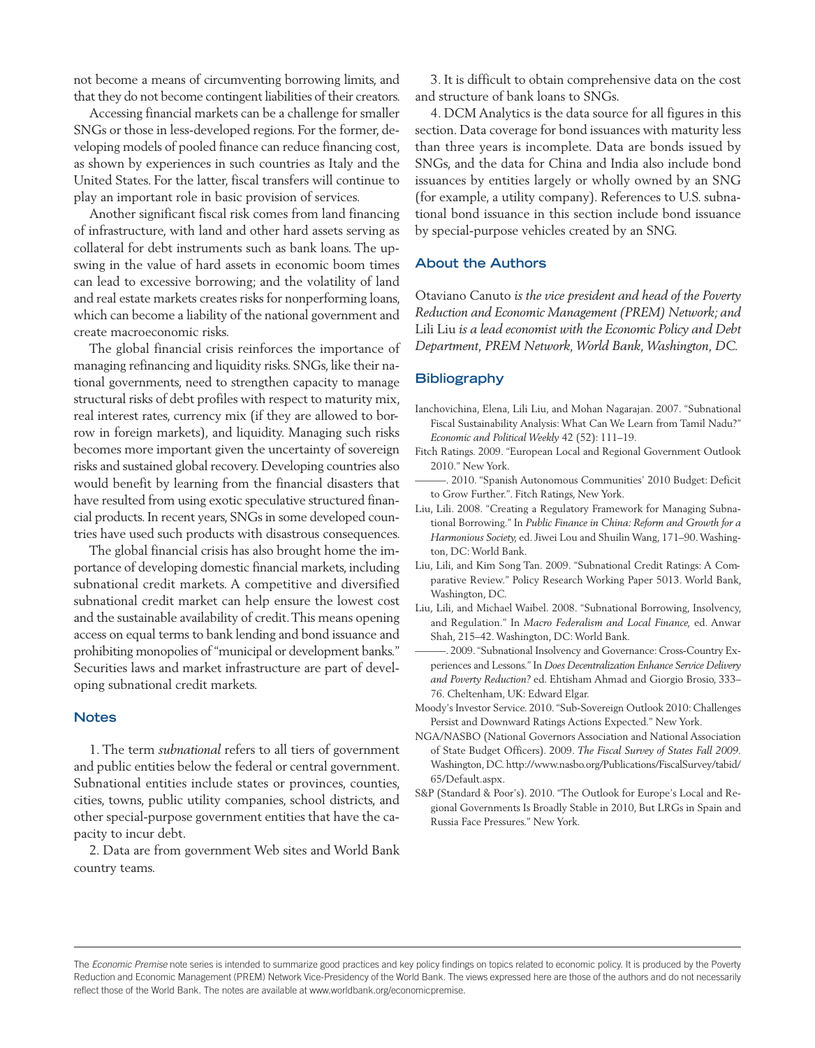not become a means of circumventing borrowing limits, and that they do not become contingent liabilities of their creators.

Accessing financial markets can be a challenge for smaller SNGs or those in less-developed regions. For the former, developing models of pooled finance can reduce financing cost, as shown by experiences in such countries as Italy and the United States. For the latter, fiscal transfers will continue to play an important role in basic provision of services.

Another significant fiscal risk comes from land financing of infrastructure, with land and other hard assets serving as collateral for debt instruments such as bank loans. The upswing in the value of hard assets in economic boom times can lead to excessive borrowing; and the volatility of land and real estate markets creates risks for nonperforming loans, which can become a liability of the national government and create macroeconomic risks.

The global financial crisis reinforces the importance of managing refinancing and liquidity risks. SNGs, like their national governments, need to strengthen capacity to manage structural risks of debt profiles with respect to maturity mix, real interest rates, currency mix (if they are allowed to borrow in foreign markets), and liquidity. Managing such risks becomes more important given the uncertainty of sovereign risks and sustained global recovery. Developing countries also would benefit by learning from the financial disasters that have resulted from using exotic speculative structured financial products. In recent years, SNGs in some developed countries have used such products with disastrous consequences.

The global financial crisis has also brought home the importance of developing domestic financial markets, including subnational credit markets. A competitive and diversified subnational credit market can help ensure the lowest cost and the sustainable availability of credit. This means opening access on equal terms to bank lending and bond issuance and prohibiting monopolies of "municipal or development banks." Securities laws and market infrastructure are part of developing subnational credit markets.

## Notes

1. The term *subnational* refers to all tiers of government and public entities below the federal or central government. Subnational entities include states or provinces, counties, cities, towns, public utility companies, school districts, and other special-purpose government entities that have the capacity to incur debt.

2. Data are from government Web sites and World Bank country teams.

3. It is difficult to obtain comprehensive data on the cost and structure of bank loans to SNGs.

4. DCM Analytics is the data source for all figures in this section. Data coverage for bond issuances with maturity less than three years is incomplete. Data are bonds issued by SNGs, and the data for China and India also include bond issuances by entities largely or wholly owned by an SNG (for example, a utility company). References to U.S. subnational bond issuance in this section include bond issuance by special-purpose vehicles created by an SNG.

## About the Authors

Otaviano Canuto *is the vice president and head of the Poverty Reduction and Economic Management (PREM) Network; and* Lili Liu *is a lead economist with the Economic Policy and Debt Department, PREM Network, World Bank, Washington, DC.*

## Bibliography

Ianchovichina, Elena, Lili Liu, and Mohan Nagarajan. 2007. "Subnational Fiscal Sustainability Analysis: What Can We Learn from Tamil Nadu?" *Economic and Political Weekly* 42 (52): 111–19.

Fitch Ratings. 2009. "European Local and Regional Government Outlook 2010." New York.

———. 2010. "Spanish Autonomous Communities' 2010 Budget: Deficit to Grow Further.". Fitch Ratings, New York.

Liu, Lili. 2008. "Creating a Regulatory Framework for Managing Subnational Borrowing." In *Public Finance in China: Reform and Growth for a Harmonious Society*, ed. Jiwei Lou and Shuilin Wang, 171–90. Washington, DC: World Bank.

Liu, Lili, and Kim Song Tan. 2009. "Subnational Credit Ratings: A Comparative Review." Policy Research Working Paper 5013. World Bank, Washington, DC.

Liu, Lili, and Michael Waibel. 2008. "Subnational Borrowing, Insolvency, and Regulation." In *Macro Federalism and Local Finance*, ed. Anwar Shah, 215–42. Washington, DC: World Bank.

———. 2009. "Subnational Insolvency and Governance: Cross-Country Experiences and Lessons." In *Does Decentralization Enhance Service Delivery and Poverty Reduction?* ed. Ehtisham Ahmad and Giorgio Brosio, 333–76. Cheltenham, UK: Edward Elgar.

Moody's Investor Service. 2010. "Sub-Sovereign Outlook 2010: Challenges Persist and Downward Ratings Actions Expected." New York.

NGA/NASBO (National Governors Association and National Association of State Budget Officers). 2009. *The Fiscal Survey of States Fall 2009*. Washington, DC. http://www.nasbo.org/Publications/FiscalSurvey/tabid/65/Default.aspx.

S&P (Standard & Poor's). 2010. "The Outlook for Europe's Local and Regional Governments Is Broadly Stable in 2010, But LRGs in Spain and Russia Face Pressures." New York.

The *Economic Premise* note series is intended to summarize good practices and key policy findings on topics related to economic policy. It is produced by the Poverty Reduction and Economic Management (PREM) Network Vice-Presidency of the World Bank. The views expressed here are those of the authors and do not necessarily reflect those of the World Bank. The notes are available at www.worldbank.org/economicpremise.